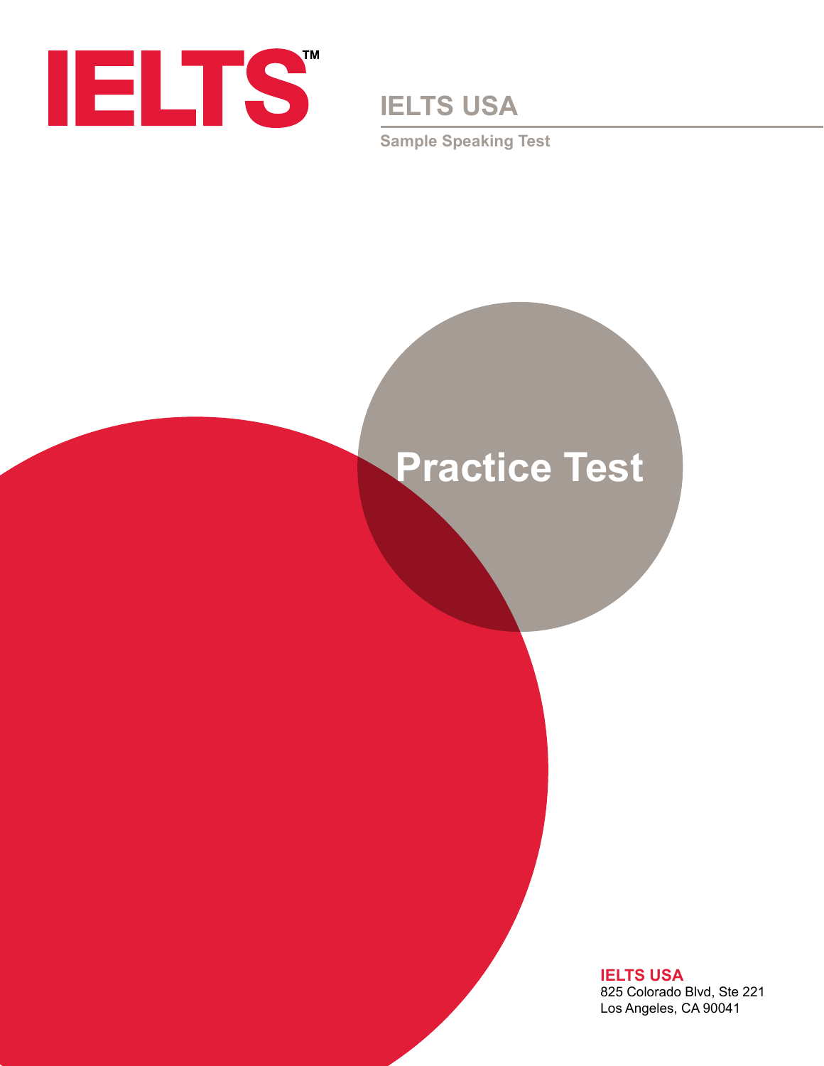# IELTS™

## IELTS USA

Sample Speaking Test

# Practice Test

**IELTS USA**
825 Colorado Blvd, Ste 221
Los Angeles, CA 90041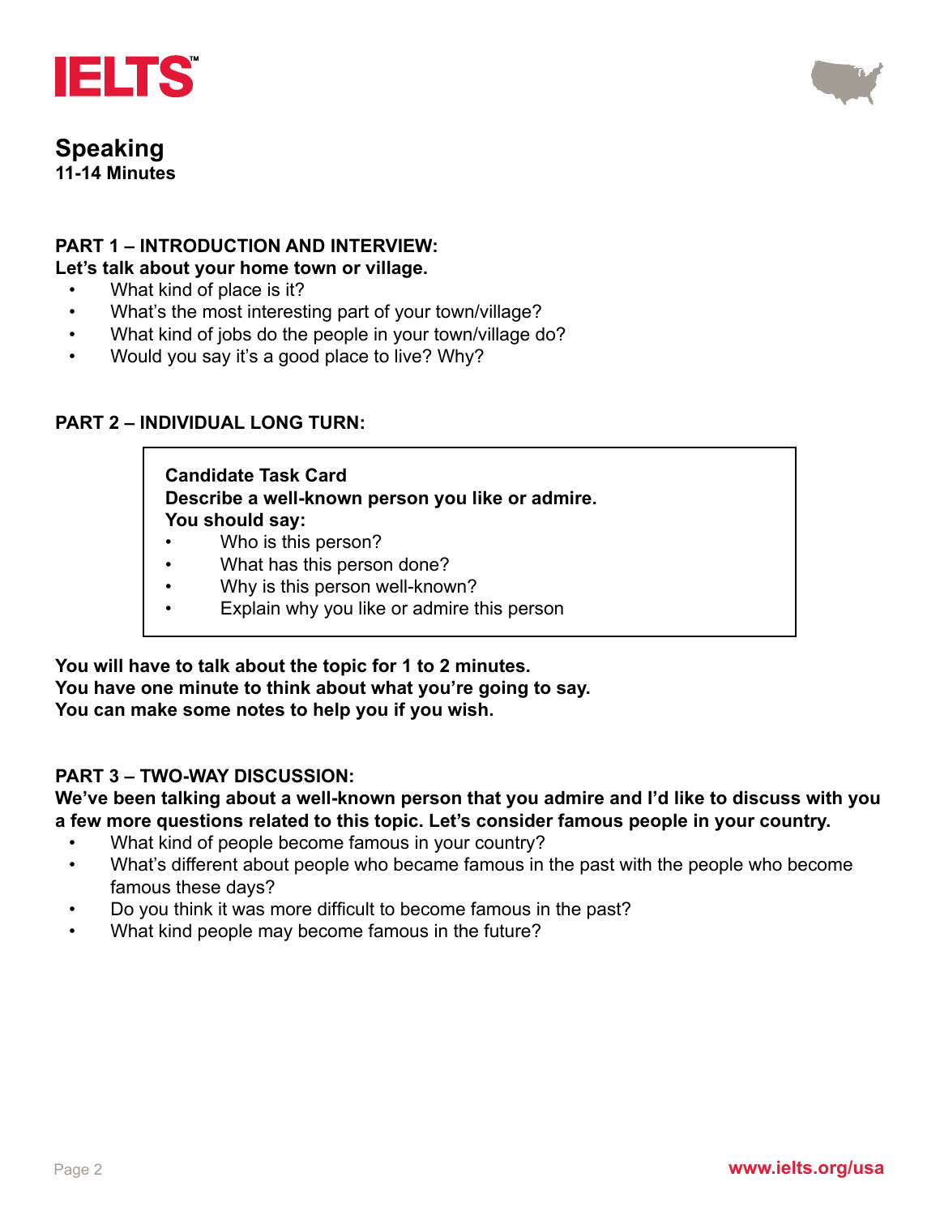# IELTS

## Speaking

**11-14 Minutes**

### PART 1 – INTRODUCTION AND INTERVIEW:

**Let's talk about your home town or village.**

- What kind of place is it?
- What's the most interesting part of your town/village?
- What kind of jobs do the people in your town/village do?
- Would you say it's a good place to live? Why?

### PART 2 – INDIVIDUAL LONG TURN:

> **Candidate Task Card**
> **Describe a well-known person you like or admire.**
> **You should say:**
> - Who is this person?
> - What has this person done?
> - Why is this person well-known?
> - Explain why you like or admire this person

**You will have to talk about the topic for 1 to 2 minutes.**
**You have one minute to think about what you're going to say.**
**You can make some notes to help you if you wish.**

### PART 3 – TWO-WAY DISCUSSION:

**We've been talking about a well-known person that you admire and I'd like to discuss with you a few more questions related to this topic. Let's consider famous people in your country.**

- What kind of people become famous in your country?
- What's different about people who became famous in the past with the people who become famous these days?
- Do you think it was more difficult to become famous in the past?
- What kind people may become famous in the future?

www.ielts.org/usa